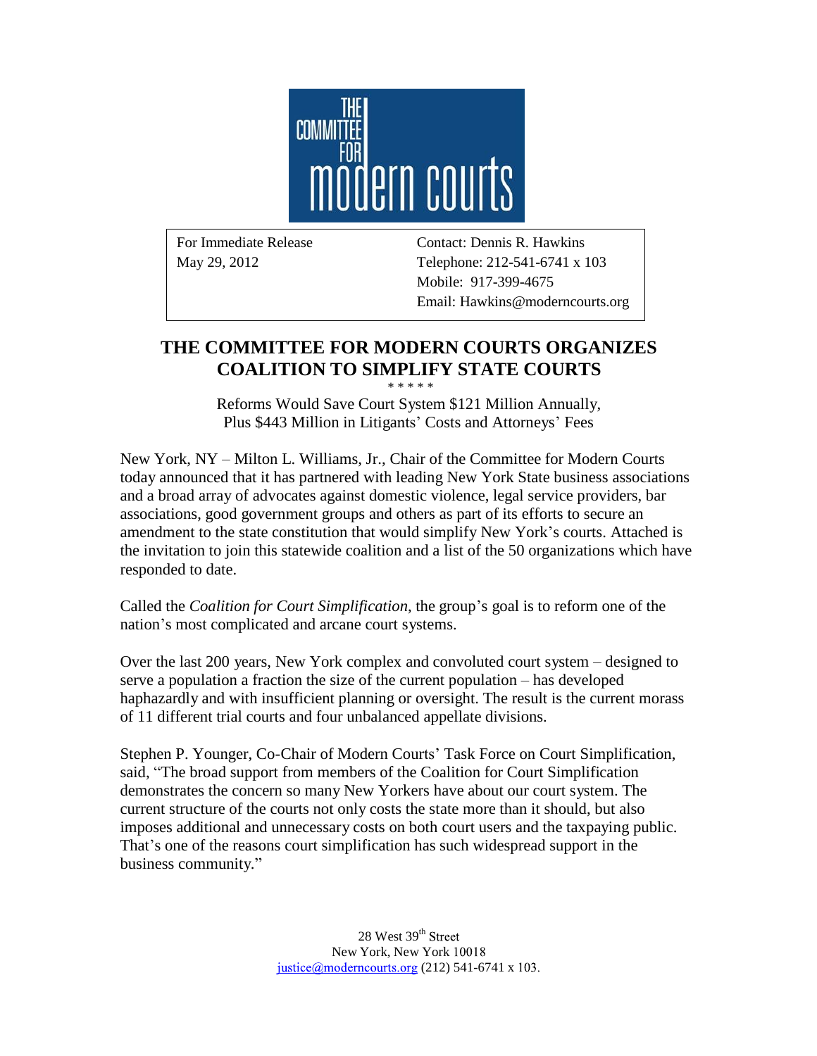THE COMMITTEE FOR modern courts

| For Immediate Release | Contact: Dennis R. Hawkins |
| --- | --- |
| May 29, 2012 | Telephone: 212-541-6741 x 103 |
| | Mobile: 917-399-4675 |
| | Email: Hawkins@moderncourts.org |

# THE COMMITTEE FOR MODERN COURTS ORGANIZES COALITION TO SIMPLIFY STATE COURTS

\* \* \* \* \*

Reforms Would Save Court System $121 Million Annually,
Plus $443 Million in Litigants' Costs and Attorneys' Fees

New York, NY – Milton L. Williams, Jr., Chair of the Committee for Modern Courts today announced that it has partnered with leading New York State business associations and a broad array of advocates against domestic violence, legal service providers, bar associations, good government groups and others as part of its efforts to secure an amendment to the state constitution that would simplify New York's courts. Attached is the invitation to join this statewide coalition and a list of the 50 organizations which have responded to date.

Called the *Coalition for Court Simplification*, the group's goal is to reform one of the nation's most complicated and arcane court systems.

Over the last 200 years, New York complex and convoluted court system – designed to serve a population a fraction the size of the current population – has developed haphazardly and with insufficient planning or oversight. The result is the current morass of 11 different trial courts and four unbalanced appellate divisions.

Stephen P. Younger, Co-Chair of Modern Courts' Task Force on Court Simplification, said, "The broad support from members of the Coalition for Court Simplification demonstrates the concern so many New Yorkers have about our court system. The current structure of the courts not only costs the state more than it should, but also imposes additional and unnecessary costs on both court users and the taxpaying public. That's one of the reasons court simplification has such widespread support in the business community."

28 West 39th Street
New York, New York 10018
justice@moderncourts.org (212) 541-6741 x 103.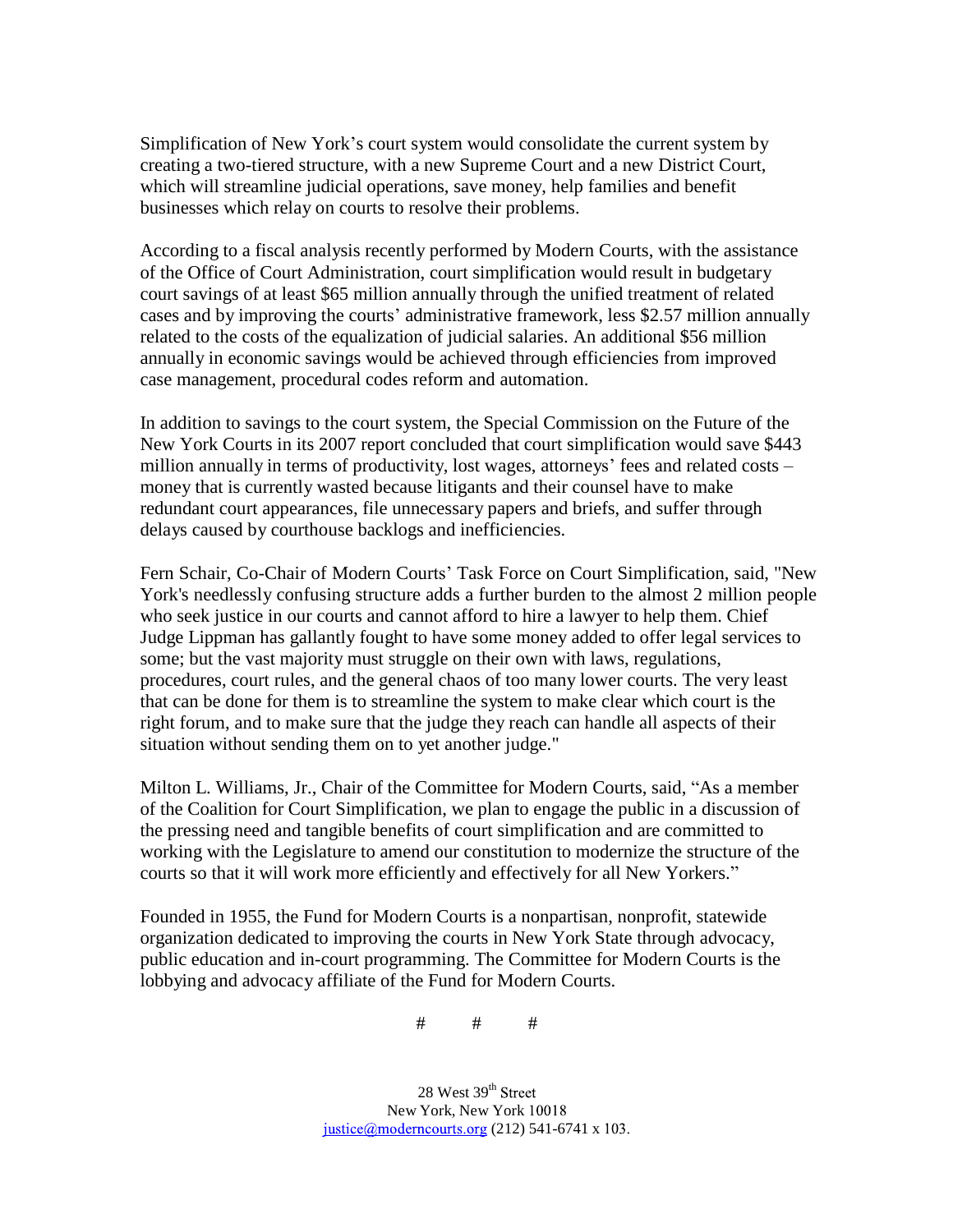Simplification of New York's court system would consolidate the current system by creating a two-tiered structure, with a new Supreme Court and a new District Court, which will streamline judicial operations, save money, help families and benefit businesses which relay on courts to resolve their problems.

According to a fiscal analysis recently performed by Modern Courts, with the assistance of the Office of Court Administration, court simplification would result in budgetary court savings of at least $65 million annually through the unified treatment of related cases and by improving the courts' administrative framework, less $2.57 million annually related to the costs of the equalization of judicial salaries. An additional $56 million annually in economic savings would be achieved through efficiencies from improved case management, procedural codes reform and automation.

In addition to savings to the court system, the Special Commission on the Future of the New York Courts in its 2007 report concluded that court simplification would save $443 million annually in terms of productivity, lost wages, attorneys' fees and related costs – money that is currently wasted because litigants and their counsel have to make redundant court appearances, file unnecessary papers and briefs, and suffer through delays caused by courthouse backlogs and inefficiencies.

Fern Schair, Co-Chair of Modern Courts' Task Force on Court Simplification, said, "New York's needlessly confusing structure adds a further burden to the almost 2 million people who seek justice in our courts and cannot afford to hire a lawyer to help them. Chief Judge Lippman has gallantly fought to have some money added to offer legal services to some; but the vast majority must struggle on their own with laws, regulations, procedures, court rules, and the general chaos of too many lower courts. The very least that can be done for them is to streamline the system to make clear which court is the right forum, and to make sure that the judge they reach can handle all aspects of their situation without sending them on to yet another judge."

Milton L. Williams, Jr., Chair of the Committee for Modern Courts, said, "As a member of the Coalition for Court Simplification, we plan to engage the public in a discussion of the pressing need and tangible benefits of court simplification and are committed to working with the Legislature to amend our constitution to modernize the structure of the courts so that it will work more efficiently and effectively for all New Yorkers."

Founded in 1955, the Fund for Modern Courts is a nonpartisan, nonprofit, statewide organization dedicated to improving the courts in New York State through advocacy, public education and in-court programming. The Committee for Modern Courts is the lobbying and advocacy affiliate of the Fund for Modern Courts.

# # #

28 West 39th Street
New York, New York 10018
justice@moderncourts.org (212) 541-6741 x 103.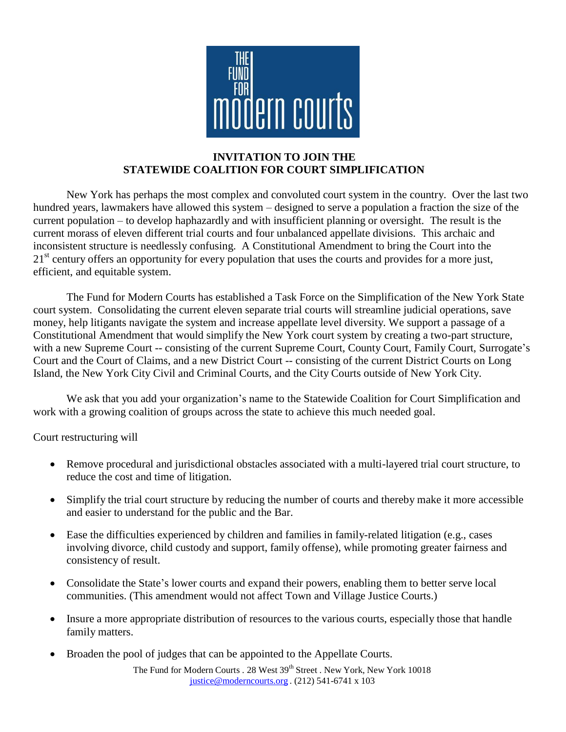# INVITATION TO JOIN THE STATEWIDE COALITION FOR COURT SIMPLIFICATION

New York has perhaps the most complex and convoluted court system in the country. Over the last two hundred years, lawmakers have allowed this system – designed to serve a population a fraction the size of the current population – to develop haphazardly and with insufficient planning or oversight. The result is the current morass of eleven different trial courts and four unbalanced appellate divisions. This archaic and inconsistent structure is needlessly confusing. A Constitutional Amendment to bring the Court into the 21st century offers an opportunity for every population that uses the courts and provides for a more just, efficient, and equitable system.

The Fund for Modern Courts has established a Task Force on the Simplification of the New York State court system. Consolidating the current eleven separate trial courts will streamline judicial operations, save money, help litigants navigate the system and increase appellate level diversity. We support a passage of a Constitutional Amendment that would simplify the New York court system by creating a two-part structure, with a new Supreme Court -- consisting of the current Supreme Court, County Court, Family Court, Surrogate's Court and the Court of Claims, and a new District Court -- consisting of the current District Courts on Long Island, the New York City Civil and Criminal Courts, and the City Courts outside of New York City.

We ask that you add your organization's name to the Statewide Coalition for Court Simplification and work with a growing coalition of groups across the state to achieve this much needed goal.

Court restructuring will

- Remove procedural and jurisdictional obstacles associated with a multi-layered trial court structure, to reduce the cost and time of litigation.
- Simplify the trial court structure by reducing the number of courts and thereby make it more accessible and easier to understand for the public and the Bar.
- Ease the difficulties experienced by children and families in family-related litigation (e.g., cases involving divorce, child custody and support, family offense), while promoting greater fairness and consistency of result.
- Consolidate the State's lower courts and expand their powers, enabling them to better serve local communities. (This amendment would not affect Town and Village Justice Courts.)
- Insure a more appropriate distribution of resources to the various courts, especially those that handle family matters.
- Broaden the pool of judges that can be appointed to the Appellate Courts.

The Fund for Modern Courts . 28 West 39th Street . New York, New York 10018
justice@moderncourts.org . (212) 541-6741 x 103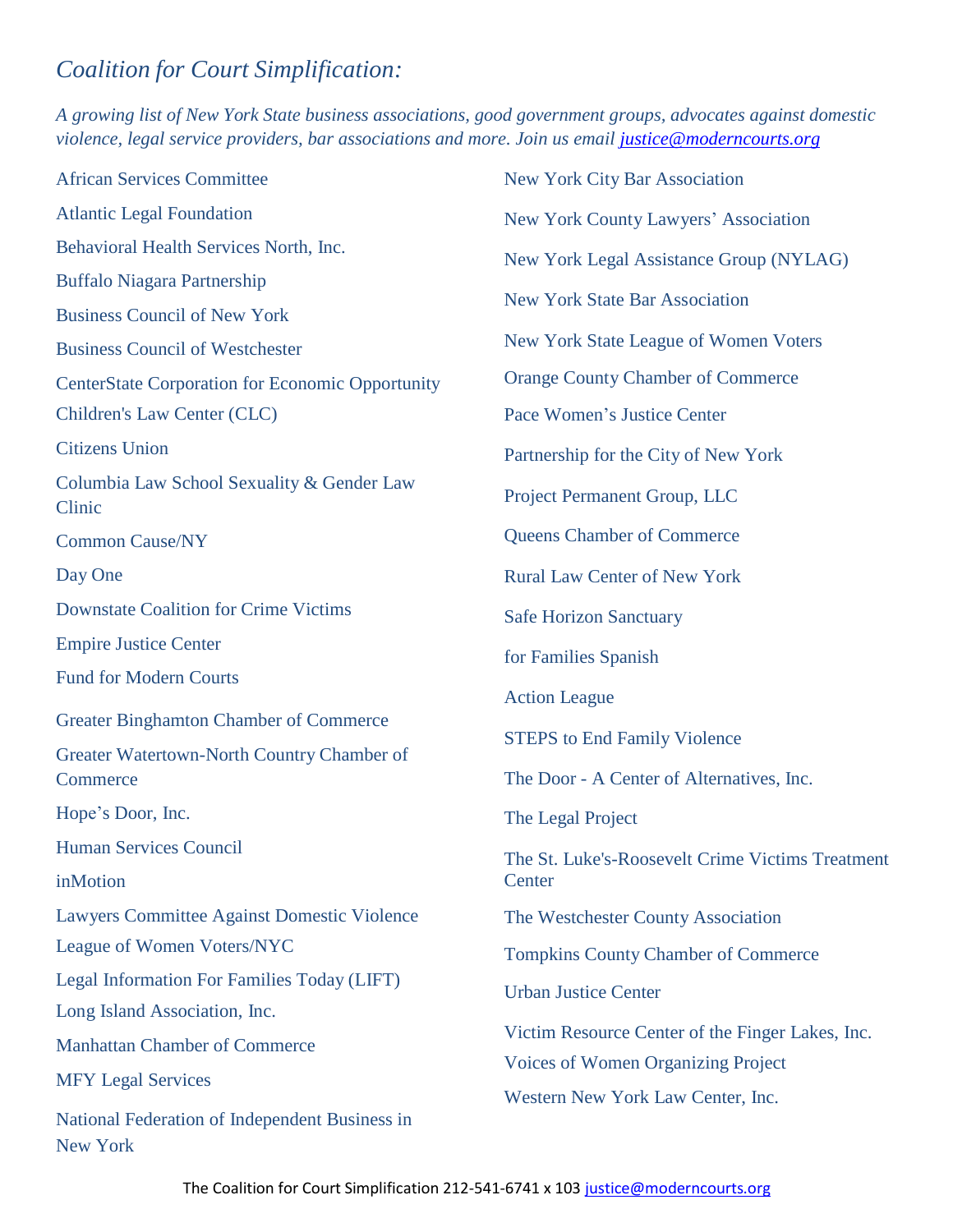## *Coalition for Court Simplification:*

*A growing list of New York State business associations, good government groups, advocates against domestic violence, legal service providers, bar associations and more. Join us email [justice@moderncourts.org](mailto:justice@moderncourts.org)*

African Services Committee

Atlantic Legal Foundation

Behavioral Health Services North, Inc.

Buffalo Niagara Partnership

Business Council of New York

Business Council of Westchester

CenterState Corporation for Economic Opportunity

Children's Law Center (CLC)

Citizens Union

Columbia Law School Sexuality & Gender Law Clinic

Common Cause/NY

Day One

Downstate Coalition for Crime Victims

Empire Justice Center

Fund for Modern Courts

Greater Binghamton Chamber of Commerce

Greater Watertown-North Country Chamber of Commerce

Hope's Door, Inc.

Human Services Council

inMotion

Lawyers Committee Against Domestic Violence

League of Women Voters/NYC

Legal Information For Families Today (LIFT)

Long Island Association, Inc.

Manhattan Chamber of Commerce

MFY Legal Services

National Federation of Independent Business in New York

New York City Bar Association

New York County Lawyers' Association

New York Legal Assistance Group (NYLAG)

New York State Bar Association

New York State League of Women Voters

Orange County Chamber of Commerce

Pace Women's Justice Center

Partnership for the City of New York

Project Permanent Group, LLC

Queens Chamber of Commerce

Rural Law Center of New York

Safe Horizon Sanctuary

for Families Spanish

Action League

STEPS to End Family Violence

The Door - A Center of Alternatives, Inc.

The Legal Project

The St. Luke's-Roosevelt Crime Victims Treatment Center

The Westchester County Association

Tompkins County Chamber of Commerce

Urban Justice Center

Victim Resource Center of the Finger Lakes, Inc.

Voices of Women Organizing Project

Western New York Law Center, Inc.

The Coalition for Court Simplification 212-541-6741 x 103 [justice@moderncourts.org](mailto:justice@moderncourts.org)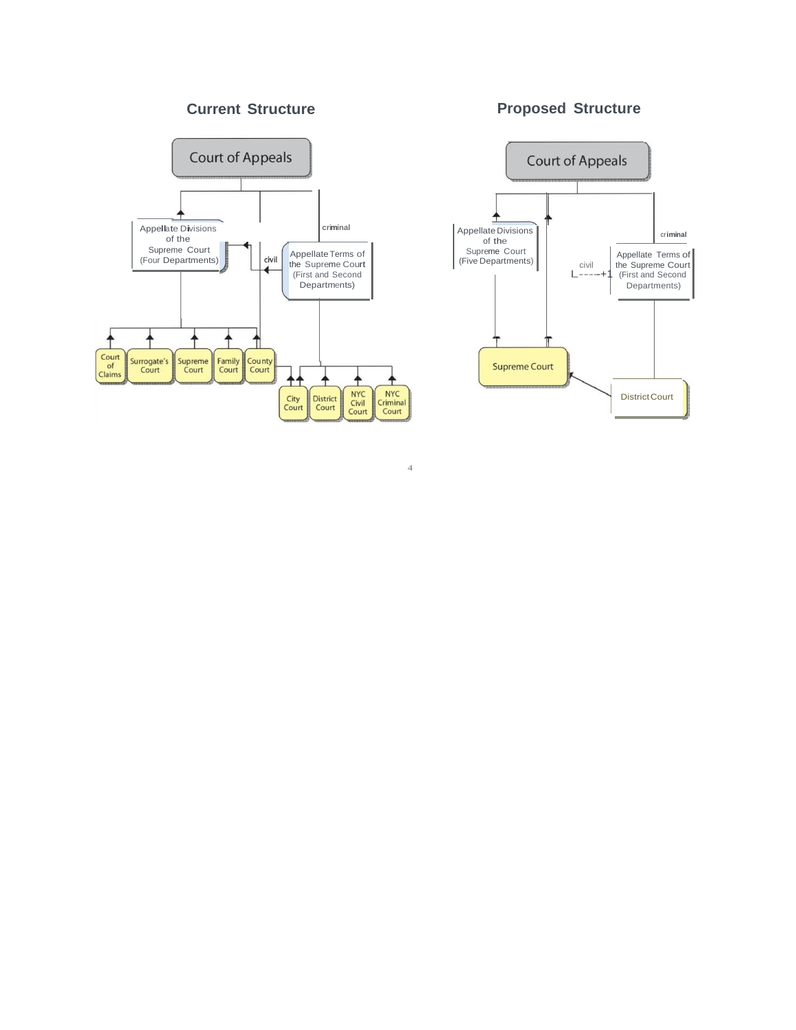**Current Structure**

Court of Appeals

Appellate Divisions of the Supreme Court (Four Departments)

criminal

civil

Appellate Terms of the Supreme Court (First and Second Departments)

Court of Claims

Surrogate's Court

Supreme Court

Family Court

County Court

City Court

District Court

NYC Civil Court

NYC Criminal Court

**Proposed Structure**

Court of Appeals

Appellate Divisions of the Supreme Court (Five Departments)

criminal

civil

Appellate Terms of the Supreme Court (First and Second Departments)

Supreme Court

District Court